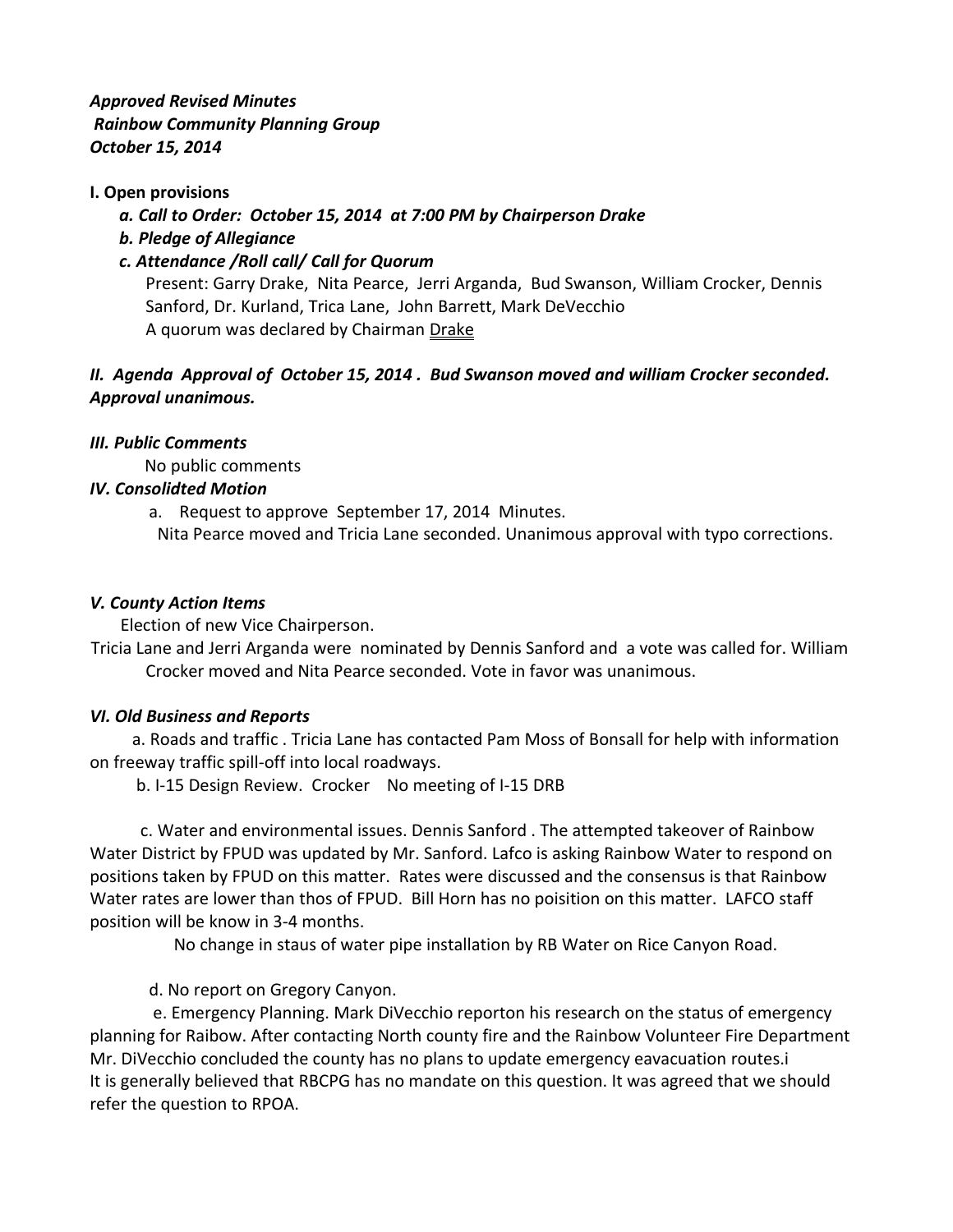***Approved Revised Minutes***
***Rainbow Community Planning Group***
***October 15, 2014***

**I. Open provisions**

- ***a. Call to Order: October 15, 2014 at 7:00 PM by Chairperson Drake***
- ***b. Pledge of Allegiance***
- ***c. Attendance /Roll call/ Call for Quorum***

  Present: Garry Drake, Nita Pearce, Jerri Arganda, Bud Swanson, William Crocker, Dennis Sanford, Dr. Kurland, Trica Lane, John Barrett, Mark DeVecchio
  A quorum was declared by Chairman Drake

***II. Agenda Approval of October 15, 2014 . Bud Swanson moved and william Crocker seconded. Approval unanimous.***

***III. Public Comments***

No public comments

***IV. Consolidted Motion***

a. Request to approve September 17, 2014 Minutes.
Nita Pearce moved and Tricia Lane seconded. Unanimous approval with typo corrections.

***V. County Action Items***

Election of new Vice Chairperson.
Tricia Lane and Jerri Arganda were nominated by Dennis Sanford and a vote was called for. William Crocker moved and Nita Pearce seconded. Vote in favor was unanimous.

***VI. Old Business and Reports***

a. Roads and traffic . Tricia Lane has contacted Pam Moss of Bonsall for help with information on freeway traffic spill-off into local roadways.

b. I-15 Design Review. Crocker No meeting of I-15 DRB

c. Water and environmental issues. Dennis Sanford . The attempted takeover of Rainbow Water District by FPUD was updated by Mr. Sanford. Lafco is asking Rainbow Water to respond on positions taken by FPUD on this matter. Rates were discussed and the consensus is that Rainbow Water rates are lower than thos of FPUD. Bill Horn has no poisition on this matter. LAFCO staff position will be know in 3-4 months.

No change in staus of water pipe installation by RB Water on Rice Canyon Road.

d. No report on Gregory Canyon.

e. Emergency Planning. Mark DiVecchio reporton his research on the status of emergency planning for Raibow. After contacting North county fire and the Rainbow Volunteer Fire Department Mr. DiVecchio concluded the county has no plans to update emergency eavacuation routes.i
It is generally believed that RBCPG has no mandate on this question. It was agreed that we should refer the question to RPOA.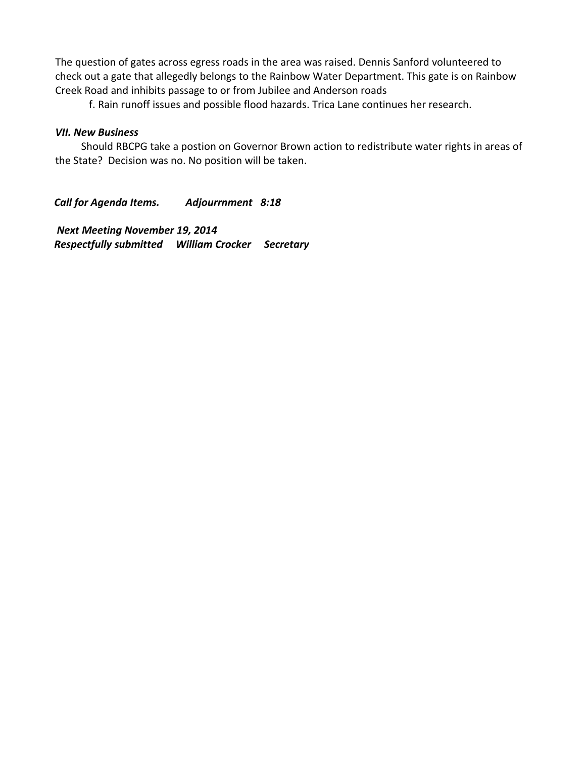The question of gates across egress roads in the area was raised. Dennis Sanford volunteered to check out a gate that allegedly belongs to the Rainbow Water Department. This gate is on Rainbow Creek Road and inhibits passage to or from Jubilee and Anderson roads

f. Rain runoff issues and possible flood hazards. Trica Lane continues her research.

***VII. New Business***

Should RBCPG take a postion on Governor Brown action to redistribute water rights in areas of the State? Decision was no. No position will be taken.

***Call for Agenda Items.*** ***Adjourrnment 8:18***

***Next Meeting November 19, 2014***
***Respectfully submitted William Crocker Secretary***